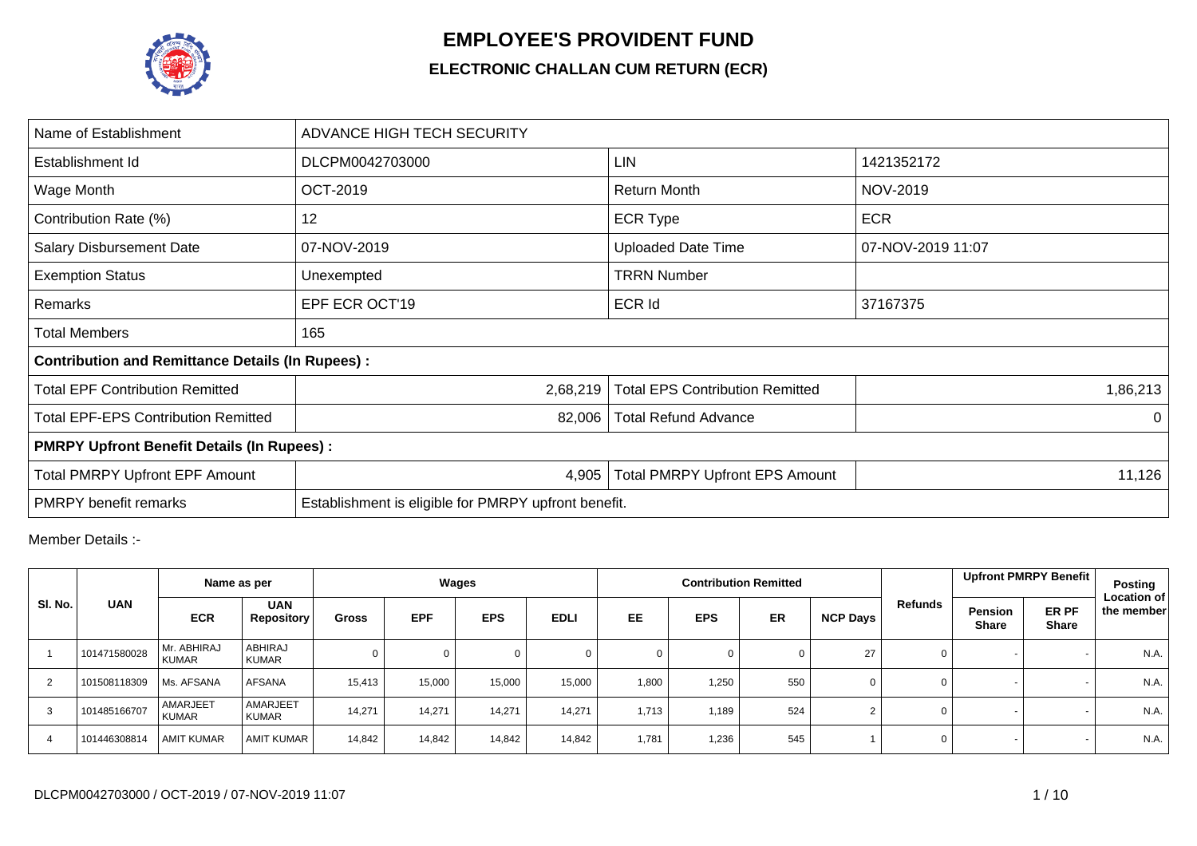# EMPLOYEE'S PROVIDENT FUND

## ELECTRONIC CHALLAN CUM RETURN (ECR)

| Name of Establishment | ADVANCE HIGH TECH SECURITY | | |
|---|---|---|---|
| Establishment Id | DLCPM0042703000 | LIN | 1421352172 |
| Wage Month | OCT-2019 | Return Month | NOV-2019 |
| Contribution Rate (%) | 12 | ECR Type | ECR |
| Salary Disbursement Date | 07-NOV-2019 | Uploaded Date Time | 07-NOV-2019 11:07 |
| Exemption Status | Unexempted | TRRN Number | |
| Remarks | EPF ECR OCT'19 | ECR Id | 37167375 |
| Total Members | 165 | | |
| **Contribution and Remittance Details (In Rupees) :** | | | |
| Total EPF Contribution Remitted | 2,68,219 | Total EPS Contribution Remitted | 1,86,213 |
| Total EPF-EPS Contribution Remitted | 82,006 | Total Refund Advance | 0 |
| **PMRPY Upfront Benefit Details (In Rupees) :** | | | |
| Total PMRPY Upfront EPF Amount | 4,905 | Total PMRPY Upfront EPS Amount | 11,126 |
| PMRPY benefit remarks | Establishment is eligible for PMRPY upfront benefit. | | |

Member Details :-

| Sl. No. | UAN | Name as per | | Wages | | | | Contribution Remitted | | | | Refunds | Upfront PMRPY Benefit | | Posting Location of the member |
|---|---|---|---|---|---|---|---|---|---|---|---|---|---|---|---|
| | | ECR | UAN Repository | Gross | EPF | EPS | EDLI | EE | EPS | ER | NCP Days | | Pension Share | ER PF Share | |
| 1 | 101471580028 | Mr. ABHIRAJ KUMAR | ABHIRAJ KUMAR | 0 | 0 | 0 | 0 | 0 | 0 | 0 | 27 | 0 | - | - | N.A. |
| 2 | 101508118309 | Ms. AFSANA | AFSANA | 15,413 | 15,000 | 15,000 | 15,000 | 1,800 | 1,250 | 550 | 0 | 0 | - | - | N.A. |
| 3 | 101485166707 | AMARJEET KUMAR | AMARJEET KUMAR | 14,271 | 14,271 | 14,271 | 14,271 | 1,713 | 1,189 | 524 | 2 | 0 | - | - | N.A. |
| 4 | 101446308814 | AMIT KUMAR | AMIT KUMAR | 14,842 | 14,842 | 14,842 | 14,842 | 1,781 | 1,236 | 545 | 1 | 0 | - | - | N.A. |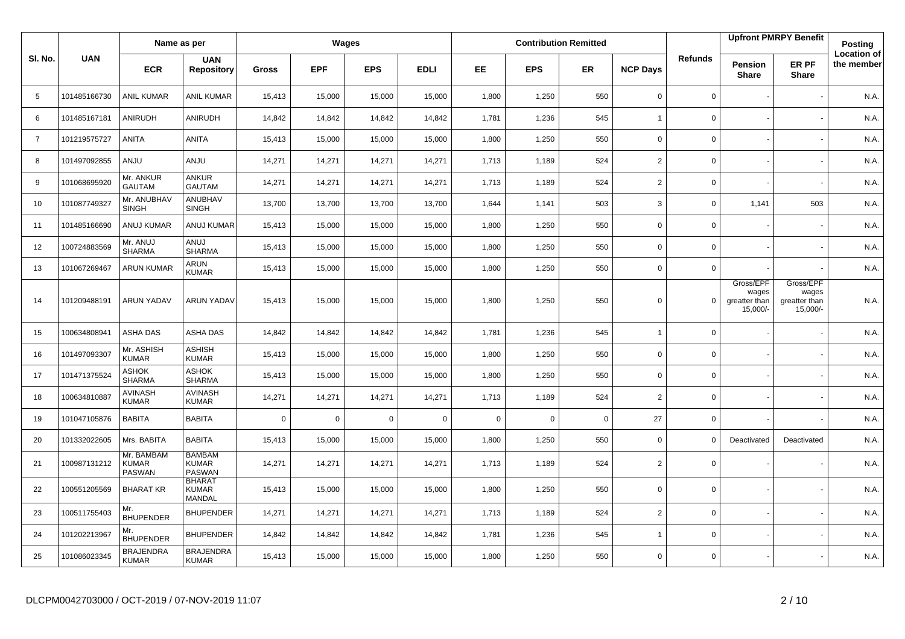| Sl. No. | UAN | Name as per | | Wages | | | | Contribution Remitted | | | | Refunds | Upfront PMRPY Benefit | | Posting Location of the member |
|---|---|---|---|---|---|---|---|---|---|---|---|---|---|---|---|
| | | ECR | UAN Repository | Gross | EPF | EPS | EDLI | EE | EPS | ER | NCP Days | | Pension Share | ER PF Share | |
| 5 | 101485166730 | ANIL KUMAR | ANIL KUMAR | 15,413 | 15,000 | 15,000 | 15,000 | 1,800 | 1,250 | 550 | 0 | 0 | - | - | N.A. |
| 6 | 101485167181 | ANIRUDH | ANIRUDH | 14,842 | 14,842 | 14,842 | 14,842 | 1,781 | 1,236 | 545 | 1 | 0 | - | - | N.A. |
| 7 | 101219575727 | ANITA | ANITA | 15,413 | 15,000 | 15,000 | 15,000 | 1,800 | 1,250 | 550 | 0 | 0 | - | - | N.A. |
| 8 | 101497092855 | ANJU | ANJU | 14,271 | 14,271 | 14,271 | 14,271 | 1,713 | 1,189 | 524 | 2 | 0 | - | - | N.A. |
| 9 | 101068695920 | Mr. ANKUR GAUTAM | ANKUR GAUTAM | 14,271 | 14,271 | 14,271 | 14,271 | 1,713 | 1,189 | 524 | 2 | 0 | - | - | N.A. |
| 10 | 101087749327 | Mr. ANUBHAV SINGH | ANUBHAV SINGH | 13,700 | 13,700 | 13,700 | 13,700 | 1,644 | 1,141 | 503 | 3 | 0 | 1,141 | 503 | N.A. |
| 11 | 101485166690 | ANUJ KUMAR | ANUJ KUMAR | 15,413 | 15,000 | 15,000 | 15,000 | 1,800 | 1,250 | 550 | 0 | 0 | - | - | N.A. |
| 12 | 100724883569 | Mr. ANUJ SHARMA | ANUJ SHARMA | 15,413 | 15,000 | 15,000 | 15,000 | 1,800 | 1,250 | 550 | 0 | 0 | - | - | N.A. |
| 13 | 101067269467 | ARUN KUMAR | ARUN KUMAR | 15,413 | 15,000 | 15,000 | 15,000 | 1,800 | 1,250 | 550 | 0 | 0 | - | - | N.A. |
| 14 | 101209488191 | ARUN YADAV | ARUN YADAV | 15,413 | 15,000 | 15,000 | 15,000 | 1,800 | 1,250 | 550 | 0 | 0 | Gross/EPF wages greatter than 15,000/- | Gross/EPF wages greatter than 15,000/- | N.A. |
| 15 | 100634808941 | ASHA DAS | ASHA DAS | 14,842 | 14,842 | 14,842 | 14,842 | 1,781 | 1,236 | 545 | 1 | 0 | - | - | N.A. |
| 16 | 101497093307 | Mr. ASHISH KUMAR | ASHISH KUMAR | 15,413 | 15,000 | 15,000 | 15,000 | 1,800 | 1,250 | 550 | 0 | 0 | - | - | N.A. |
| 17 | 101471375524 | ASHOK SHARMA | ASHOK SHARMA | 15,413 | 15,000 | 15,000 | 15,000 | 1,800 | 1,250 | 550 | 0 | 0 | - | - | N.A. |
| 18 | 100634810887 | AVINASH KUMAR | AVINASH KUMAR | 14,271 | 14,271 | 14,271 | 14,271 | 1,713 | 1,189 | 524 | 2 | 0 | - | - | N.A. |
| 19 | 101047105876 | BABITA | BABITA | 0 | 0 | 0 | 0 | 0 | 0 | 0 | 27 | 0 | - | - | N.A. |
| 20 | 101332022605 | Mrs. BABITA | BABITA | 15,413 | 15,000 | 15,000 | 15,000 | 1,800 | 1,250 | 550 | 0 | 0 | Deactivated | Deactivated | N.A. |
| 21 | 100987131212 | Mr. BAMBAM KUMAR PASWAN | BAMBAM KUMAR PASWAN | 14,271 | 14,271 | 14,271 | 14,271 | 1,713 | 1,189 | 524 | 2 | 0 | - | - | N.A. |
| 22 | 100551205569 | BHARAT KR | BHARAT KUMAR MANDAL | 15,413 | 15,000 | 15,000 | 15,000 | 1,800 | 1,250 | 550 | 0 | 0 | - | - | N.A. |
| 23 | 100511755403 | Mr. BHUPENDER | BHUPENDER | 14,271 | 14,271 | 14,271 | 14,271 | 1,713 | 1,189 | 524 | 2 | 0 | - | - | N.A. |
| 24 | 101202213967 | Mr. BHUPENDER | BHUPENDER | 14,842 | 14,842 | 14,842 | 14,842 | 1,781 | 1,236 | 545 | 1 | 0 | - | - | N.A. |
| 25 | 101086023345 | BRAJENDRA KUMAR | BRAJENDRA KUMAR | 15,413 | 15,000 | 15,000 | 15,000 | 1,800 | 1,250 | 550 | 0 | 0 | - | - | N.A. |

DLCPM0042703000 / OCT-2019 / 07-NOV-2019 11:07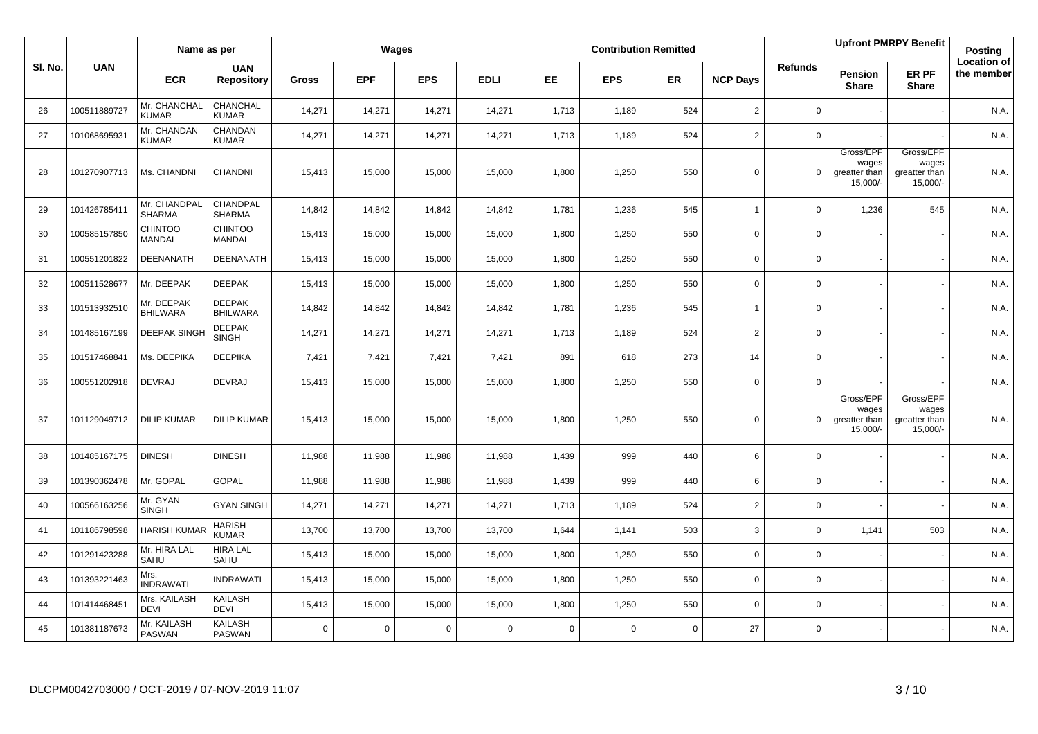| Sl. No. | UAN | Name as per | | Wages | | | | Contribution Remitted | | | | Refunds | Upfront PMRPY Benefit | | Posting Location of the member |
|---|---|---|---|---|---|---|---|---|---|---|---|---|---|---|---|
| | | ECR | UAN Repository | Gross | EPF | EPS | EDLI | EE | EPS | ER | NCP Days | | Pension Share | ER PF Share | |
| 26 | 100511889727 | Mr. CHANCHAL KUMAR | CHANCHAL KUMAR | 14,271 | 14,271 | 14,271 | 14,271 | 1,713 | 1,189 | 524 | 2 | 0 | - | - | N.A. |
| 27 | 101068695931 | Mr. CHANDAN KUMAR | CHANDAN KUMAR | 14,271 | 14,271 | 14,271 | 14,271 | 1,713 | 1,189 | 524 | 2 | 0 | - | - | N.A. |
| 28 | 101270907713 | Ms. CHANDNI | CHANDNI | 15,413 | 15,000 | 15,000 | 15,000 | 1,800 | 1,250 | 550 | 0 | 0 | Gross/EPF wages greatter than 15,000/- | Gross/EPF wages greatter than 15,000/- | N.A. |
| 29 | 101426785411 | Mr. CHANDPAL SHARMA | CHANDPAL SHARMA | 14,842 | 14,842 | 14,842 | 14,842 | 1,781 | 1,236 | 545 | 1 | 0 | 1,236 | 545 | N.A. |
| 30 | 100585157850 | CHINTOO MANDAL | CHINTOO MANDAL | 15,413 | 15,000 | 15,000 | 15,000 | 1,800 | 1,250 | 550 | 0 | 0 | - | - | N.A. |
| 31 | 100551201822 | DEENANATH | DEENANATH | 15,413 | 15,000 | 15,000 | 15,000 | 1,800 | 1,250 | 550 | 0 | 0 | - | - | N.A. |
| 32 | 100511528677 | Mr. DEEPAK | DEEPAK | 15,413 | 15,000 | 15,000 | 15,000 | 1,800 | 1,250 | 550 | 0 | 0 | - | - | N.A. |
| 33 | 101513932510 | Mr. DEEPAK BHILWARA | DEEPAK BHILWARA | 14,842 | 14,842 | 14,842 | 14,842 | 1,781 | 1,236 | 545 | 1 | 0 | - | - | N.A. |
| 34 | 101485167199 | DEEPAK SINGH | DEEPAK SINGH | 14,271 | 14,271 | 14,271 | 14,271 | 1,713 | 1,189 | 524 | 2 | 0 | - | - | N.A. |
| 35 | 101517468841 | Ms. DEEPIKA | DEEPIKA | 7,421 | 7,421 | 7,421 | 7,421 | 891 | 618 | 273 | 14 | 0 | - | - | N.A. |
| 36 | 100551202918 | DEVRAJ | DEVRAJ | 15,413 | 15,000 | 15,000 | 15,000 | 1,800 | 1,250 | 550 | 0 | 0 | - | - | N.A. |
| 37 | 101129049712 | DILIP KUMAR | DILIP KUMAR | 15,413 | 15,000 | 15,000 | 15,000 | 1,800 | 1,250 | 550 | 0 | 0 | Gross/EPF wages greatter than 15,000/- | Gross/EPF wages greatter than 15,000/- | N.A. |
| 38 | 101485167175 | DINESH | DINESH | 11,988 | 11,988 | 11,988 | 11,988 | 1,439 | 999 | 440 | 6 | 0 | - | - | N.A. |
| 39 | 101390362478 | Mr. GOPAL | GOPAL | 11,988 | 11,988 | 11,988 | 11,988 | 1,439 | 999 | 440 | 6 | 0 | - | - | N.A. |
| 40 | 100566163256 | Mr. GYAN SINGH | GYAN SINGH | 14,271 | 14,271 | 14,271 | 14,271 | 1,713 | 1,189 | 524 | 2 | 0 | - | - | N.A. |
| 41 | 101186798598 | HARISH KUMAR | HARISH KUMAR | 13,700 | 13,700 | 13,700 | 13,700 | 1,644 | 1,141 | 503 | 3 | 0 | 1,141 | 503 | N.A. |
| 42 | 101291423288 | Mr. HIRA LAL SAHU | HIRA LAL SAHU | 15,413 | 15,000 | 15,000 | 15,000 | 1,800 | 1,250 | 550 | 0 | 0 | - | - | N.A. |
| 43 | 101393221463 | Mrs. INDRAWATI | INDRAWATI | 15,413 | 15,000 | 15,000 | 15,000 | 1,800 | 1,250 | 550 | 0 | 0 | - | - | N.A. |
| 44 | 101414468451 | Mrs. KAILASH DEVI | KAILASH DEVI | 15,413 | 15,000 | 15,000 | 15,000 | 1,800 | 1,250 | 550 | 0 | 0 | - | - | N.A. |
| 45 | 101381187673 | Mr. KAILASH PASWAN | KAILASH PASWAN | 0 | 0 | 0 | 0 | 0 | 0 | 0 | 27 | 0 | - | - | N.A. |

DLCPM0042703000 / OCT-2019 / 07-NOV-2019 11:07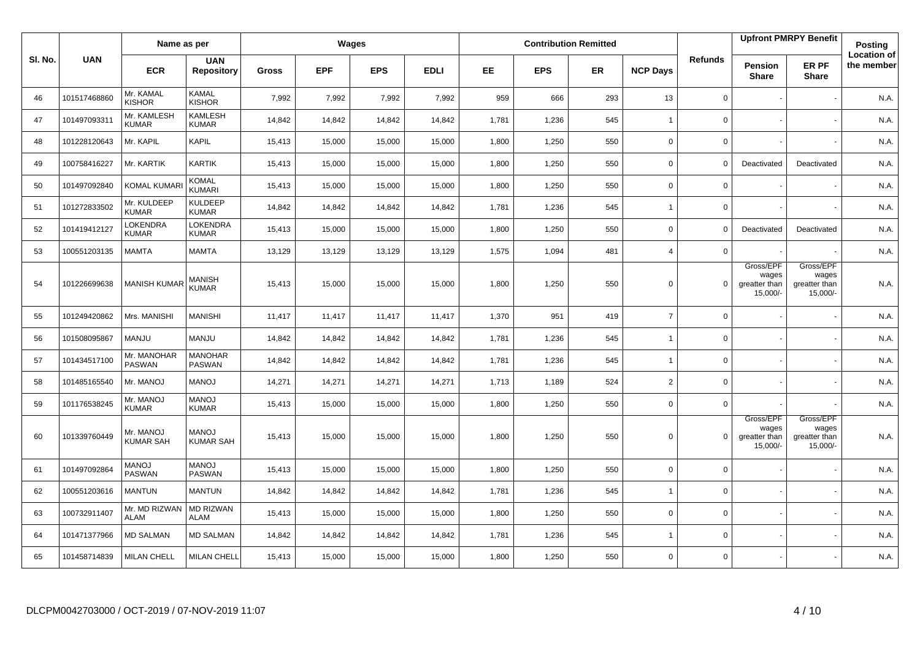| Sl. No. | UAN | Name as per | | Wages | | | | Contribution Remitted | | | | Refunds | Upfront PMRPY Benefit | | Posting Location of the member |
|---|---|---|---|---|---|---|---|---|---|---|---|---|---|---|---|
| | | ECR | UAN Repository | Gross | EPF | EPS | EDLI | EE | EPS | ER | NCP Days | | Pension Share | ER PF Share | |
| 46 | 101517468860 | Mr. KAMAL KISHOR | KAMAL KISHOR | 7,992 | 7,992 | 7,992 | 7,992 | 959 | 666 | 293 | 13 | 0 | - | - | N.A. |
| 47 | 101497093311 | Mr. KAMLESH KUMAR | KAMLESH KUMAR | 14,842 | 14,842 | 14,842 | 14,842 | 1,781 | 1,236 | 545 | 1 | 0 | - | - | N.A. |
| 48 | 101228120643 | Mr. KAPIL | KAPIL | 15,413 | 15,000 | 15,000 | 15,000 | 1,800 | 1,250 | 550 | 0 | 0 | - | - | N.A. |
| 49 | 100758416227 | Mr. KARTIK | KARTIK | 15,413 | 15,000 | 15,000 | 15,000 | 1,800 | 1,250 | 550 | 0 | 0 | Deactivated | Deactivated | N.A. |
| 50 | 101497092840 | KOMAL KUMARI | KOMAL KUMARI | 15,413 | 15,000 | 15,000 | 15,000 | 1,800 | 1,250 | 550 | 0 | 0 | - | - | N.A. |
| 51 | 101272833502 | Mr. KULDEEP KUMAR | KULDEEP KUMAR | 14,842 | 14,842 | 14,842 | 14,842 | 1,781 | 1,236 | 545 | 1 | 0 | - | - | N.A. |
| 52 | 101419412127 | LOKENDRA KUMAR | LOKENDRA KUMAR | 15,413 | 15,000 | 15,000 | 15,000 | 1,800 | 1,250 | 550 | 0 | 0 | Deactivated | Deactivated | N.A. |
| 53 | 100551203135 | MAMTA | MAMTA | 13,129 | 13,129 | 13,129 | 13,129 | 1,575 | 1,094 | 481 | 4 | 0 | - | - | N.A. |
| 54 | 101226699638 | MANISH KUMAR | MANISH KUMAR | 15,413 | 15,000 | 15,000 | 15,000 | 1,800 | 1,250 | 550 | 0 | 0 | Gross/EPF wages greater than 15,000/- | Gross/EPF wages greater than 15,000/- | N.A. |
| 55 | 101249420862 | Mrs. MANISHI | MANISHI | 11,417 | 11,417 | 11,417 | 11,417 | 1,370 | 951 | 419 | 7 | 0 | - | - | N.A. |
| 56 | 101508095867 | MANJU | MANJU | 14,842 | 14,842 | 14,842 | 14,842 | 1,781 | 1,236 | 545 | 1 | 0 | - | - | N.A. |
| 57 | 101434517100 | Mr. MANOHAR PASWAN | MANOHAR PASWAN | 14,842 | 14,842 | 14,842 | 14,842 | 1,781 | 1,236 | 545 | 1 | 0 | - | - | N.A. |
| 58 | 101485165540 | Mr. MANOJ | MANOJ | 14,271 | 14,271 | 14,271 | 14,271 | 1,713 | 1,189 | 524 | 2 | 0 | - | - | N.A. |
| 59 | 101176538245 | Mr. MANOJ KUMAR | MANOJ KUMAR | 15,413 | 15,000 | 15,000 | 15,000 | 1,800 | 1,250 | 550 | 0 | 0 | - | - | N.A. |
| 60 | 101339760449 | Mr. MANOJ KUMAR SAH | MANOJ KUMAR SAH | 15,413 | 15,000 | 15,000 | 15,000 | 1,800 | 1,250 | 550 | 0 | 0 | Gross/EPF wages greater than 15,000/- | Gross/EPF wages greater than 15,000/- | N.A. |
| 61 | 101497092864 | MANOJ PASWAN | MANOJ PASWAN | 15,413 | 15,000 | 15,000 | 15,000 | 1,800 | 1,250 | 550 | 0 | 0 | - | - | N.A. |
| 62 | 100551203616 | MANTUN | MANTUN | 14,842 | 14,842 | 14,842 | 14,842 | 1,781 | 1,236 | 545 | 1 | 0 | - | - | N.A. |
| 63 | 100732911407 | Mr. MD RIZWAN ALAM | MD RIZWAN ALAM | 15,413 | 15,000 | 15,000 | 15,000 | 1,800 | 1,250 | 550 | 0 | 0 | - | - | N.A. |
| 64 | 101471377966 | MD SALMAN | MD SALMAN | 14,842 | 14,842 | 14,842 | 14,842 | 1,781 | 1,236 | 545 | 1 | 0 | - | - | N.A. |
| 65 | 101458714839 | MILAN CHELL | MILAN CHELL | 15,413 | 15,000 | 15,000 | 15,000 | 1,800 | 1,250 | 550 | 0 | 0 | - | - | N.A. |

DLCPM0042703000 / OCT-2019 / 07-NOV-2019 11:07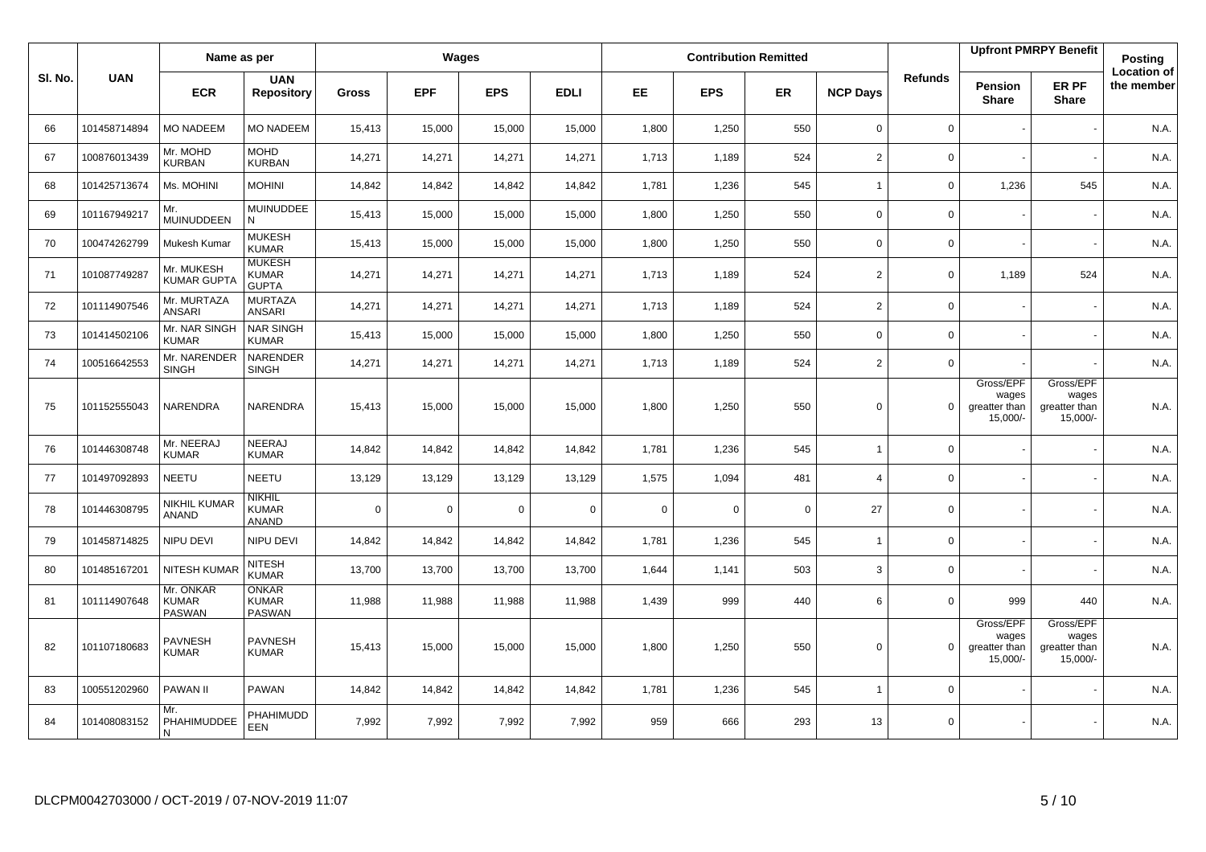| Sl. No. | UAN | Name as per | | Wages | | | | Contribution Remitted | | | | Refunds | Upfront PMRPY Benefit | | Posting Location of the member |
|---|---|---|---|---|---|---|---|---|---|---|---|---|---|---|---|
| | | ECR | UAN Repository | Gross | EPF | EPS | EDLI | EE | EPS | ER | NCP Days | | Pension Share | ER PF Share | |
| 66 | 101458714894 | MO NADEEM | MO NADEEM | 15,413 | 15,000 | 15,000 | 15,000 | 1,800 | 1,250 | 550 | 0 | 0 | - | - | N.A. |
| 67 | 100876013439 | Mr. MOHD KURBAN | MOHD KURBAN | 14,271 | 14,271 | 14,271 | 14,271 | 1,713 | 1,189 | 524 | 2 | 0 | - | - | N.A. |
| 68 | 101425713674 | Ms. MOHINI | MOHINI | 14,842 | 14,842 | 14,842 | 14,842 | 1,781 | 1,236 | 545 | 1 | 0 | 1,236 | 545 | N.A. |
| 69 | 101167949217 | Mr. MUINUDDEEN | MUINUDDEE N | 15,413 | 15,000 | 15,000 | 15,000 | 1,800 | 1,250 | 550 | 0 | 0 | - | - | N.A. |
| 70 | 100474262799 | Mukesh Kumar | MUKESH KUMAR | 15,413 | 15,000 | 15,000 | 15,000 | 1,800 | 1,250 | 550 | 0 | 0 | - | - | N.A. |
| 71 | 101087749287 | Mr. MUKESH KUMAR GUPTA | MUKESH KUMAR GUPTA | 14,271 | 14,271 | 14,271 | 14,271 | 1,713 | 1,189 | 524 | 2 | 0 | 1,189 | 524 | N.A. |
| 72 | 101114907546 | Mr. MURTAZA ANSARI | MURTAZA ANSARI | 14,271 | 14,271 | 14,271 | 14,271 | 1,713 | 1,189 | 524 | 2 | 0 | - | - | N.A. |
| 73 | 101414502106 | Mr. NAR SINGH KUMAR | NAR SINGH KUMAR | 15,413 | 15,000 | 15,000 | 15,000 | 1,800 | 1,250 | 550 | 0 | 0 | - | - | N.A. |
| 74 | 100516642553 | Mr. NARENDER SINGH | NARENDER SINGH | 14,271 | 14,271 | 14,271 | 14,271 | 1,713 | 1,189 | 524 | 2 | 0 | - | - | N.A. |
| 75 | 101152555043 | NARENDRA | NARENDRA | 15,413 | 15,000 | 15,000 | 15,000 | 1,800 | 1,250 | 550 | 0 | 0 | Gross/EPF wages greatter than 15,000/- | Gross/EPF wages greatter than 15,000/- | N.A. |
| 76 | 101446308748 | Mr. NEERAJ KUMAR | NEERAJ KUMAR | 14,842 | 14,842 | 14,842 | 14,842 | 1,781 | 1,236 | 545 | 1 | 0 | - | - | N.A. |
| 77 | 101497092893 | NEETU | NEETU | 13,129 | 13,129 | 13,129 | 13,129 | 1,575 | 1,094 | 481 | 4 | 0 | - | - | N.A. |
| 78 | 101446308795 | NIKHIL KUMAR ANAND | NIKHIL KUMAR ANAND | 0 | 0 | 0 | 0 | 0 | 0 | 0 | 27 | 0 | - | - | N.A. |
| 79 | 101458714825 | NIPU DEVI | NIPU DEVI | 14,842 | 14,842 | 14,842 | 14,842 | 1,781 | 1,236 | 545 | 1 | 0 | - | - | N.A. |
| 80 | 101485167201 | NITESH KUMAR | NITESH KUMAR | 13,700 | 13,700 | 13,700 | 13,700 | 1,644 | 1,141 | 503 | 3 | 0 | - | - | N.A. |
| 81 | 101114907648 | Mr. ONKAR KUMAR PASWAN | ONKAR KUMAR PASWAN | 11,988 | 11,988 | 11,988 | 11,988 | 1,439 | 999 | 440 | 6 | 0 | 999 | 440 | N.A. |
| 82 | 101107180683 | PAVNESH KUMAR | PAVNESH KUMAR | 15,413 | 15,000 | 15,000 | 15,000 | 1,800 | 1,250 | 550 | 0 | 0 | Gross/EPF wages greatter than 15,000/- | Gross/EPF wages greatter than 15,000/- | N.A. |
| 83 | 100551202960 | PAWAN II | PAWAN | 14,842 | 14,842 | 14,842 | 14,842 | 1,781 | 1,236 | 545 | 1 | 0 | - | - | N.A. |
| 84 | 101408083152 | Mr. PHAHIMUDDEE N | PHAHIMUDD EEN | 7,992 | 7,992 | 7,992 | 7,992 | 959 | 666 | 293 | 13 | 0 | - | - | N.A. |

DLCPM0042703000 / OCT-2019 / 07-NOV-2019 11:07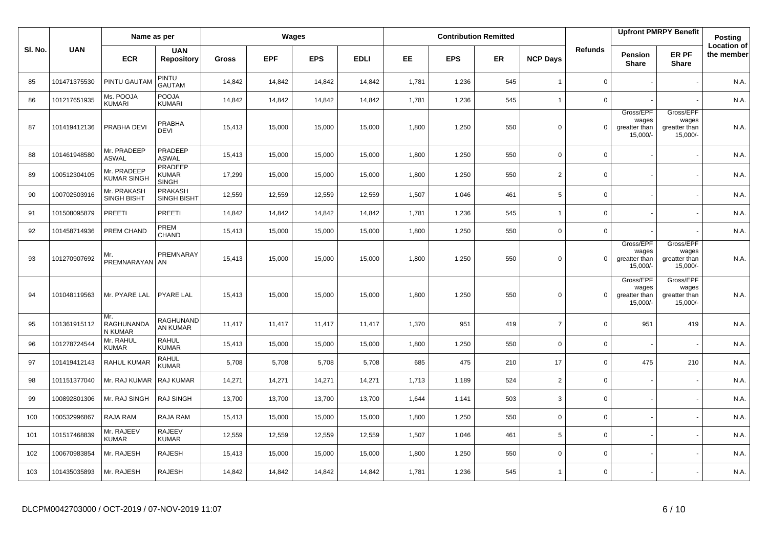| Sl. No. | UAN | Name as per | | Wages | | | | Contribution Remitted | | | | Refunds | Upfront PMRPY Benefit | | Posting Location of the member |
|---|---|---|---|---|---|---|---|---|---|---|---|---|---|---|---|
| | | ECR | UAN Repository | Gross | EPF | EPS | EDLI | EE | EPS | ER | NCP Days | | Pension Share | ER PF Share | |
| 85 | 101471375530 | PINTU GAUTAM | PINTU GAUTAM | 14,842 | 14,842 | 14,842 | 14,842 | 1,781 | 1,236 | 545 | 1 | 0 | - | - | N.A. |
| 86 | 101217651935 | Ms. POOJA KUMARI | POOJA KUMARI | 14,842 | 14,842 | 14,842 | 14,842 | 1,781 | 1,236 | 545 | 1 | 0 | - | - | N.A. |
| 87 | 101419412136 | PRABHA DEVI | PRABHA DEVI | 15,413 | 15,000 | 15,000 | 15,000 | 1,800 | 1,250 | 550 | 0 | 0 | Gross/EPF wages greatter than 15,000/- | Gross/EPF wages greatter than 15,000/- | N.A. |
| 88 | 101461948580 | Mr. PRADEEP ASWAL | PRADEEP ASWAL | 15,413 | 15,000 | 15,000 | 15,000 | 1,800 | 1,250 | 550 | 0 | 0 | - | - | N.A. |
| 89 | 100512304105 | Mr. PRADEEP KUMAR SINGH | PRADEEP KUMAR SINGH | 17,299 | 15,000 | 15,000 | 15,000 | 1,800 | 1,250 | 550 | 2 | 0 | - | - | N.A. |
| 90 | 100702503916 | Mr. PRAKASH SINGH BISHT | PRAKASH SINGH BISHT | 12,559 | 12,559 | 12,559 | 12,559 | 1,507 | 1,046 | 461 | 5 | 0 | - | - | N.A. |
| 91 | 101508095879 | PREETI | PREETI | 14,842 | 14,842 | 14,842 | 14,842 | 1,781 | 1,236 | 545 | 1 | 0 | - | - | N.A. |
| 92 | 101458714936 | PREM CHAND | PREM CHAND | 15,413 | 15,000 | 15,000 | 15,000 | 1,800 | 1,250 | 550 | 0 | 0 | - | - | N.A. |
| 93 | 101270907692 | Mr. PREMNARAYAN | PREMNARAYAN | 15,413 | 15,000 | 15,000 | 15,000 | 1,800 | 1,250 | 550 | 0 | 0 | Gross/EPF wages greatter than 15,000/- | Gross/EPF wages greatter than 15,000/- | N.A. |
| 94 | 101048119563 | Mr. PYARE LAL | PYARE LAL | 15,413 | 15,000 | 15,000 | 15,000 | 1,800 | 1,250 | 550 | 0 | 0 | Gross/EPF wages greatter than 15,000/- | Gross/EPF wages greatter than 15,000/- | N.A. |
| 95 | 101361915112 | Mr. RAGHUNANDAN KUMAR | RAGHUNANDAN KUMAR | 11,417 | 11,417 | 11,417 | 11,417 | 1,370 | 951 | 419 | 7 | 0 | 951 | 419 | N.A. |
| 96 | 101278724544 | Mr. RAHUL KUMAR | RAHUL KUMAR | 15,413 | 15,000 | 15,000 | 15,000 | 1,800 | 1,250 | 550 | 0 | 0 | - | - | N.A. |
| 97 | 101419412143 | RAHUL KUMAR | RAHUL KUMAR | 5,708 | 5,708 | 5,708 | 5,708 | 685 | 475 | 210 | 17 | 0 | 475 | 210 | N.A. |
| 98 | 101151377040 | Mr. RAJ KUMAR | RAJ KUMAR | 14,271 | 14,271 | 14,271 | 14,271 | 1,713 | 1,189 | 524 | 2 | 0 | - | - | N.A. |
| 99 | 100892801306 | Mr. RAJ SINGH | RAJ SINGH | 13,700 | 13,700 | 13,700 | 13,700 | 1,644 | 1,141 | 503 | 3 | 0 | - | - | N.A. |
| 100 | 100532996867 | RAJA RAM | RAJA RAM | 15,413 | 15,000 | 15,000 | 15,000 | 1,800 | 1,250 | 550 | 0 | 0 | - | - | N.A. |
| 101 | 101517468839 | Mr. RAJEEV KUMAR | RAJEEV KUMAR | 12,559 | 12,559 | 12,559 | 12,559 | 1,507 | 1,046 | 461 | 5 | 0 | - | - | N.A. |
| 102 | 100670983854 | Mr. RAJESH | RAJESH | 15,413 | 15,000 | 15,000 | 15,000 | 1,800 | 1,250 | 550 | 0 | 0 | - | - | N.A. |
| 103 | 101435035893 | Mr. RAJESH | RAJESH | 14,842 | 14,842 | 14,842 | 14,842 | 1,781 | 1,236 | 545 | 1 | 0 | - | - | N.A. |

DLCPM0042703000 / OCT-2019 / 07-NOV-2019 11:07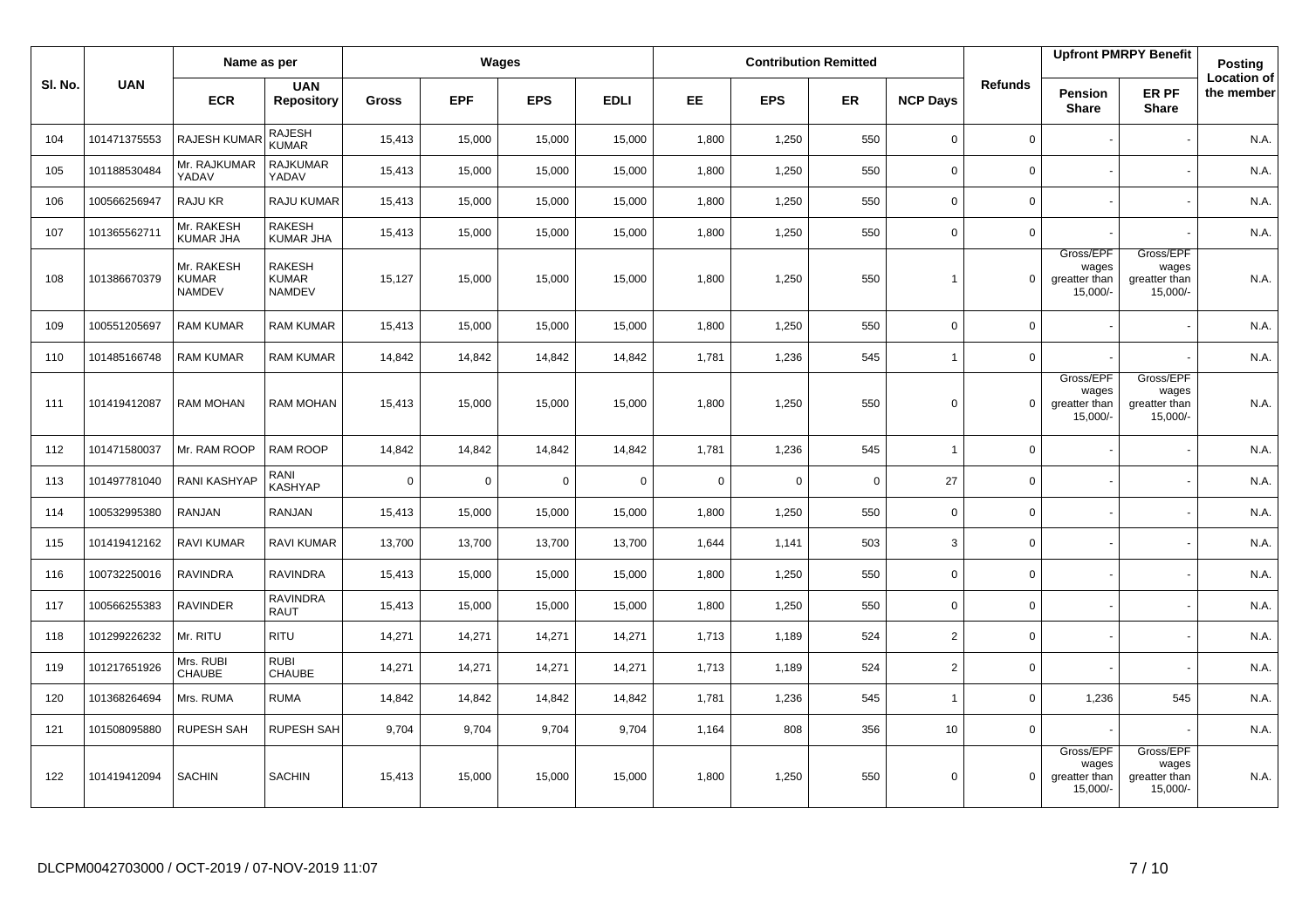| Sl. No. | UAN | Name as per | | Wages | | | | Contribution Remitted | | | | Refunds | Upfront PMRPY Benefit | | Posting Location of the member |
|---|---|---|---|---|---|---|---|---|---|---|---|---|---|---|---|
| | | ECR | UAN Repository | Gross | EPF | EPS | EDLI | EE | EPS | ER | NCP Days | | Pension Share | ER PF Share | |
| 104 | 101471375553 | RAJESH KUMAR | RAJESH KUMAR | 15,413 | 15,000 | 15,000 | 15,000 | 1,800 | 1,250 | 550 | 0 | 0 | - | - | N.A. |
| 105 | 101188530484 | Mr. RAJKUMAR YADAV | RAJKUMAR YADAV | 15,413 | 15,000 | 15,000 | 15,000 | 1,800 | 1,250 | 550 | 0 | 0 | - | - | N.A. |
| 106 | 100566256947 | RAJU KR | RAJU KUMAR | 15,413 | 15,000 | 15,000 | 15,000 | 1,800 | 1,250 | 550 | 0 | 0 | - | - | N.A. |
| 107 | 101365562711 | Mr. RAKESH KUMAR JHA | RAKESH KUMAR JHA | 15,413 | 15,000 | 15,000 | 15,000 | 1,800 | 1,250 | 550 | 0 | 0 | - | - | N.A. |
| 108 | 101386670379 | Mr. RAKESH KUMAR NAMDEV | RAKESH KUMAR NAMDEV | 15,127 | 15,000 | 15,000 | 15,000 | 1,800 | 1,250 | 550 | 1 | 0 | Gross/EPF wages greatter than 15,000/- | Gross/EPF wages greatter than 15,000/- | N.A. |
| 109 | 100551205697 | RAM KUMAR | RAM KUMAR | 15,413 | 15,000 | 15,000 | 15,000 | 1,800 | 1,250 | 550 | 0 | 0 | - | - | N.A. |
| 110 | 101485166748 | RAM KUMAR | RAM KUMAR | 14,842 | 14,842 | 14,842 | 14,842 | 1,781 | 1,236 | 545 | 1 | 0 | - | - | N.A. |
| 111 | 101419412087 | RAM MOHAN | RAM MOHAN | 15,413 | 15,000 | 15,000 | 15,000 | 1,800 | 1,250 | 550 | 0 | 0 | Gross/EPF wages greatter than 15,000/- | Gross/EPF wages greatter than 15,000/- | N.A. |
| 112 | 101471580037 | Mr. RAM ROOP | RAM ROOP | 14,842 | 14,842 | 14,842 | 14,842 | 1,781 | 1,236 | 545 | 1 | 0 | - | - | N.A. |
| 113 | 101497781040 | RANI KASHYAP | RANI KASHYAP | 0 | 0 | 0 | 0 | 0 | 0 | 0 | 27 | 0 | - | - | N.A. |
| 114 | 100532995380 | RANJAN | RANJAN | 15,413 | 15,000 | 15,000 | 15,000 | 1,800 | 1,250 | 550 | 0 | 0 | - | - | N.A. |
| 115 | 101419412162 | RAVI KUMAR | RAVI KUMAR | 13,700 | 13,700 | 13,700 | 13,700 | 1,644 | 1,141 | 503 | 3 | 0 | - | - | N.A. |
| 116 | 100732250016 | RAVINDRA | RAVINDRA | 15,413 | 15,000 | 15,000 | 15,000 | 1,800 | 1,250 | 550 | 0 | 0 | - | - | N.A. |
| 117 | 100566255383 | RAVINDER | RAVINDRA RAUT | 15,413 | 15,000 | 15,000 | 15,000 | 1,800 | 1,250 | 550 | 0 | 0 | - | - | N.A. |
| 118 | 101299226232 | Mr. RITU | RITU | 14,271 | 14,271 | 14,271 | 14,271 | 1,713 | 1,189 | 524 | 2 | 0 | - | - | N.A. |
| 119 | 101217651926 | Mrs. RUBI CHAUBE | RUBI CHAUBE | 14,271 | 14,271 | 14,271 | 14,271 | 1,713 | 1,189 | 524 | 2 | 0 | - | - | N.A. |
| 120 | 101368264694 | Mrs. RUMA | RUMA | 14,842 | 14,842 | 14,842 | 14,842 | 1,781 | 1,236 | 545 | 1 | 0 | 1,236 | 545 | N.A. |
| 121 | 101508095880 | RUPESH SAH | RUPESH SAH | 9,704 | 9,704 | 9,704 | 9,704 | 1,164 | 808 | 356 | 10 | 0 | - | - | N.A. |
| 122 | 101419412094 | SACHIN | SACHIN | 15,413 | 15,000 | 15,000 | 15,000 | 1,800 | 1,250 | 550 | 0 | 0 | Gross/EPF wages greatter than 15,000/- | Gross/EPF wages greatter than 15,000/- | N.A. |

DLCPM0042703000 / OCT-2019 / 07-NOV-2019 11:07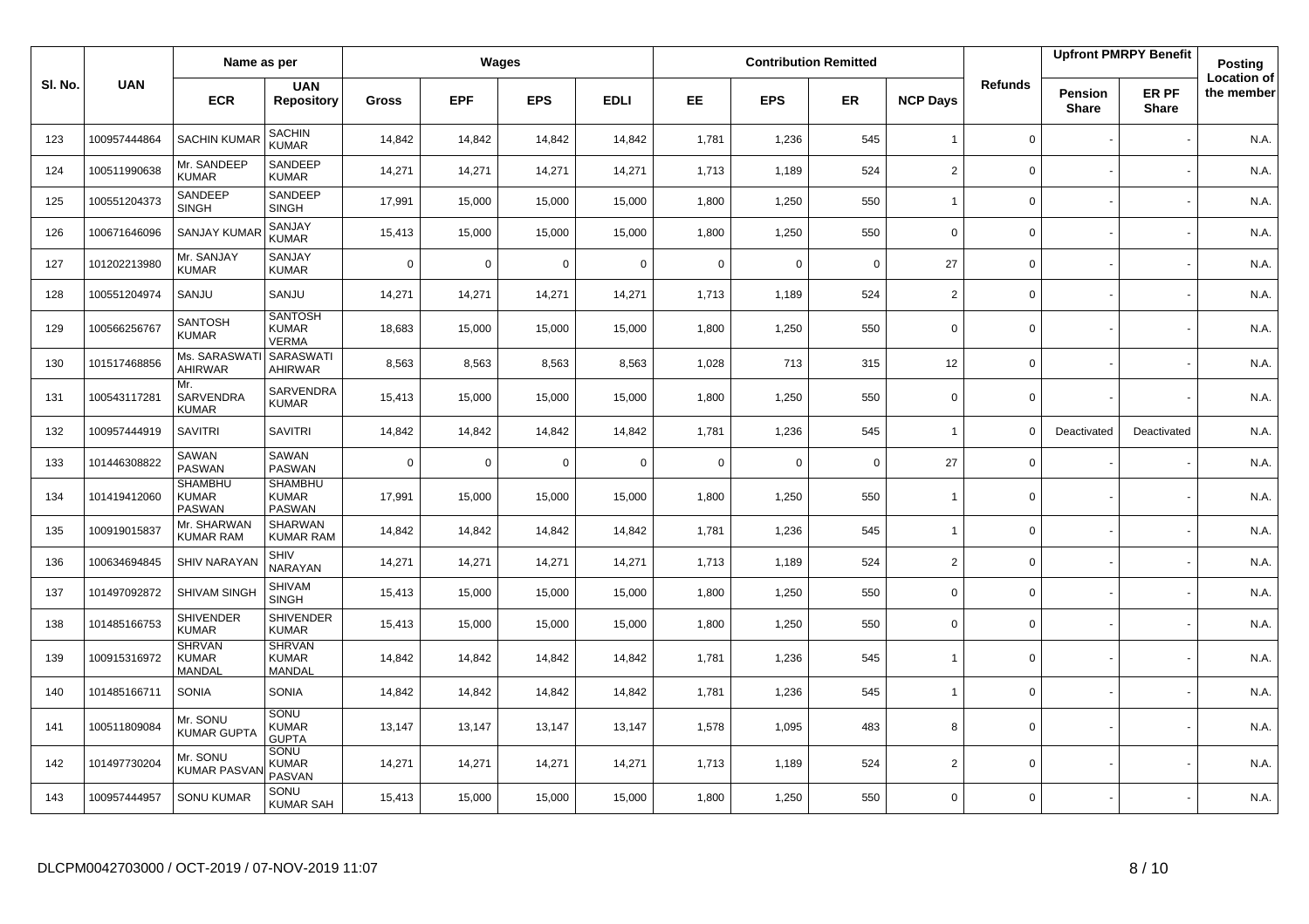| Sl. No. | UAN | Name as per | | Wages | | | | Contribution Remitted | | | | Refunds | Upfront PMRPY Benefit | | Posting Location of the member |
|---|---|---|---|---|---|---|---|---|---|---|---|---|---|---|---|
| | | ECR | UAN Repository | Gross | EPF | EPS | EDLI | EE | EPS | ER | NCP Days | | Pension Share | ER PF Share | |
| 123 | 100957444864 | SACHIN KUMAR | SACHIN KUMAR | 14,842 | 14,842 | 14,842 | 14,842 | 1,781 | 1,236 | 545 | 1 | 0 | - | - | N.A. |
| 124 | 100511990638 | Mr. SANDEEP KUMAR | SANDEEP KUMAR | 14,271 | 14,271 | 14,271 | 14,271 | 1,713 | 1,189 | 524 | 2 | 0 | - | - | N.A. |
| 125 | 100551204373 | SANDEEP SINGH | SANDEEP SINGH | 17,991 | 15,000 | 15,000 | 15,000 | 1,800 | 1,250 | 550 | 1 | 0 | - | - | N.A. |
| 126 | 100671646096 | SANJAY KUMAR | SANJAY KUMAR | 15,413 | 15,000 | 15,000 | 15,000 | 1,800 | 1,250 | 550 | 0 | 0 | - | - | N.A. |
| 127 | 101202213980 | Mr. SANJAY KUMAR | SANJAY KUMAR | 0 | 0 | 0 | 0 | 0 | 0 | 0 | 27 | 0 | - | - | N.A. |
| 128 | 100551204974 | SANJU | SANJU | 14,271 | 14,271 | 14,271 | 14,271 | 1,713 | 1,189 | 524 | 2 | 0 | - | - | N.A. |
| 129 | 100566256767 | SANTOSH KUMAR | SANTOSH KUMAR VERMA | 18,683 | 15,000 | 15,000 | 15,000 | 1,800 | 1,250 | 550 | 0 | 0 | - | - | N.A. |
| 130 | 101517468856 | Ms. SARASWATI AHIRWAR | SARASWATI AHIRWAR | 8,563 | 8,563 | 8,563 | 8,563 | 1,028 | 713 | 315 | 12 | 0 | - | - | N.A. |
| 131 | 100543117281 | Mr. SARVENDRA KUMAR | SARVENDRA KUMAR | 15,413 | 15,000 | 15,000 | 15,000 | 1,800 | 1,250 | 550 | 0 | 0 | - | - | N.A. |
| 132 | 100957444919 | SAVITRI | SAVITRI | 14,842 | 14,842 | 14,842 | 14,842 | 1,781 | 1,236 | 545 | 1 | 0 | Deactivated | Deactivated | N.A. |
| 133 | 101446308822 | SAWAN PASWAN | SAWAN PASWAN | 0 | 0 | 0 | 0 | 0 | 0 | 0 | 27 | 0 | - | - | N.A. |
| 134 | 101419412060 | SHAMBHU KUMAR PASWAN | SHAMBHU KUMAR PASWAN | 17,991 | 15,000 | 15,000 | 15,000 | 1,800 | 1,250 | 550 | 1 | 0 | - | - | N.A. |
| 135 | 100919015837 | Mr. SHARWAN KUMAR RAM | SHARWAN KUMAR RAM | 14,842 | 14,842 | 14,842 | 14,842 | 1,781 | 1,236 | 545 | 1 | 0 | - | - | N.A. |
| 136 | 100634694845 | SHIV NARAYAN | SHIV NARAYAN | 14,271 | 14,271 | 14,271 | 14,271 | 1,713 | 1,189 | 524 | 2 | 0 | - | - | N.A. |
| 137 | 101497092872 | SHIVAM SINGH | SHIVAM SINGH | 15,413 | 15,000 | 15,000 | 15,000 | 1,800 | 1,250 | 550 | 0 | 0 | - | - | N.A. |
| 138 | 101485166753 | SHIVENDER KUMAR | SHIVENDER KUMAR | 15,413 | 15,000 | 15,000 | 15,000 | 1,800 | 1,250 | 550 | 0 | 0 | - | - | N.A. |
| 139 | 100915316972 | SHRVAN KUMAR MANDAL | SHRVAN KUMAR MANDAL | 14,842 | 14,842 | 14,842 | 14,842 | 1,781 | 1,236 | 545 | 1 | 0 | - | - | N.A. |
| 140 | 101485166711 | SONIA | SONIA | 14,842 | 14,842 | 14,842 | 14,842 | 1,781 | 1,236 | 545 | 1 | 0 | - | - | N.A. |
| 141 | 100511809084 | Mr. SONU KUMAR GUPTA | SONU KUMAR GUPTA | 13,147 | 13,147 | 13,147 | 13,147 | 1,578 | 1,095 | 483 | 8 | 0 | - | - | N.A. |
| 142 | 101497730204 | Mr. SONU KUMAR PASVAN | SONU KUMAR PASVAN | 14,271 | 14,271 | 14,271 | 14,271 | 1,713 | 1,189 | 524 | 2 | 0 | - | - | N.A. |
| 143 | 100957444957 | SONU KUMAR | SONU KUMAR SAH | 15,413 | 15,000 | 15,000 | 15,000 | 1,800 | 1,250 | 550 | 0 | 0 | - | - | N.A. |

DLCPM0042703000 / OCT-2019 / 07-NOV-2019 11:07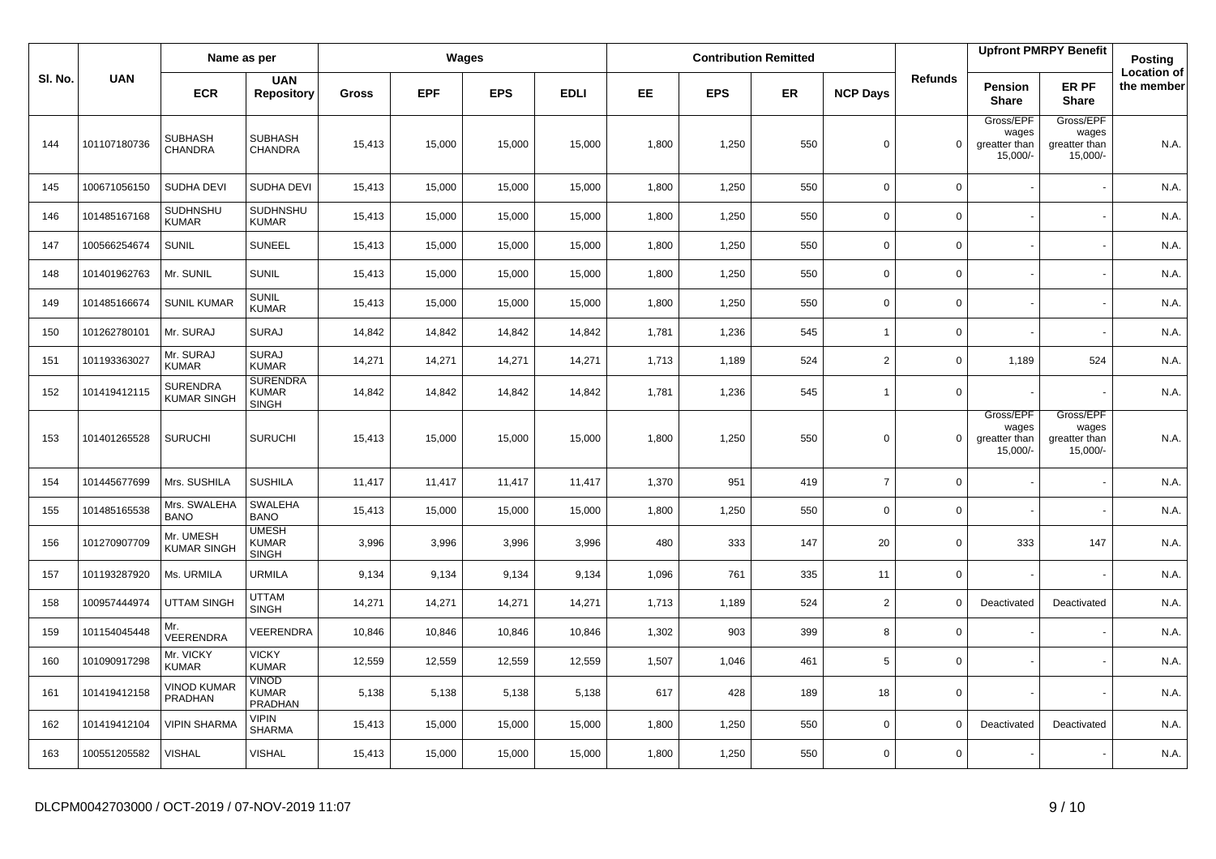| Sl. No. | UAN | Name as per | | Wages | | | | Contribution Remitted | | | | Refunds | Upfront PMRPY Benefit | | Posting Location of the member |
|---|---|---|---|---|---|---|---|---|---|---|---|---|---|---|---|
| | | ECR | UAN Repository | Gross | EPF | EPS | EDLI | EE | EPS | ER | NCP Days | | Pension Share | ER PF Share | |
| 144 | 101107180736 | SUBHASH CHANDRA | SUBHASH CHANDRA | 15,413 | 15,000 | 15,000 | 15,000 | 1,800 | 1,250 | 550 | 0 | 0 | Gross/EPF wages greatter than 15,000/- | Gross/EPF wages greatter than 15,000/- | N.A. |
| 145 | 100671056150 | SUDHA DEVI | SUDHA DEVI | 15,413 | 15,000 | 15,000 | 15,000 | 1,800 | 1,250 | 550 | 0 | 0 | - | - | N.A. |
| 146 | 101485167168 | SUDHNSHU KUMAR | SUDHNSHU KUMAR | 15,413 | 15,000 | 15,000 | 15,000 | 1,800 | 1,250 | 550 | 0 | 0 | - | - | N.A. |
| 147 | 100566254674 | SUNIL | SUNEEL | 15,413 | 15,000 | 15,000 | 15,000 | 1,800 | 1,250 | 550 | 0 | 0 | - | - | N.A. |
| 148 | 101401962763 | Mr. SUNIL | SUNIL | 15,413 | 15,000 | 15,000 | 15,000 | 1,800 | 1,250 | 550 | 0 | 0 | - | - | N.A. |
| 149 | 101485166674 | SUNIL KUMAR | SUNIL KUMAR | 15,413 | 15,000 | 15,000 | 15,000 | 1,800 | 1,250 | 550 | 0 | 0 | - | - | N.A. |
| 150 | 101262780101 | Mr. SURAJ | SURAJ | 14,842 | 14,842 | 14,842 | 14,842 | 1,781 | 1,236 | 545 | 1 | 0 | - | - | N.A. |
| 151 | 101193363027 | Mr. SURAJ KUMAR | SURAJ KUMAR | 14,271 | 14,271 | 14,271 | 14,271 | 1,713 | 1,189 | 524 | 2 | 0 | 1,189 | 524 | N.A. |
| 152 | 101419412115 | SURENDRA KUMAR SINGH | SURENDRA KUMAR SINGH | 14,842 | 14,842 | 14,842 | 14,842 | 1,781 | 1,236 | 545 | 1 | 0 | - | - | N.A. |
| 153 | 101401265528 | SURUCHI | SURUCHI | 15,413 | 15,000 | 15,000 | 15,000 | 1,800 | 1,250 | 550 | 0 | 0 | Gross/EPF wages greatter than 15,000/- | Gross/EPF wages greatter than 15,000/- | N.A. |
| 154 | 101445677699 | Mrs. SUSHILA | SUSHILA | 11,417 | 11,417 | 11,417 | 11,417 | 1,370 | 951 | 419 | 7 | 0 | - | - | N.A. |
| 155 | 101485165538 | Mrs. SWALEHA BANO | SWALEHA BANO | 15,413 | 15,000 | 15,000 | 15,000 | 1,800 | 1,250 | 550 | 0 | 0 | - | - | N.A. |
| 156 | 101270907709 | Mr. UMESH KUMAR SINGH | UMESH KUMAR SINGH | 3,996 | 3,996 | 3,996 | 3,996 | 480 | 333 | 147 | 20 | 0 | 333 | 147 | N.A. |
| 157 | 101193287920 | Ms. URMILA | URMILA | 9,134 | 9,134 | 9,134 | 9,134 | 1,096 | 761 | 335 | 11 | 0 | - | - | N.A. |
| 158 | 100957444974 | UTTAM SINGH | UTTAM SINGH | 14,271 | 14,271 | 14,271 | 14,271 | 1,713 | 1,189 | 524 | 2 | 0 | Deactivated | Deactivated | N.A. |
| 159 | 101154045448 | Mr. VEERENDRA | VEERENDRA | 10,846 | 10,846 | 10,846 | 10,846 | 1,302 | 903 | 399 | 8 | 0 | - | - | N.A. |
| 160 | 101090917298 | Mr. VICKY KUMAR | VICKY KUMAR | 12,559 | 12,559 | 12,559 | 12,559 | 1,507 | 1,046 | 461 | 5 | 0 | - | - | N.A. |
| 161 | 101419412158 | VINOD KUMAR PRADHAN | VINOD KUMAR PRADHAN | 5,138 | 5,138 | 5,138 | 5,138 | 617 | 428 | 189 | 18 | 0 | - | - | N.A. |
| 162 | 101419412104 | VIPIN SHARMA | VIPIN SHARMA | 15,413 | 15,000 | 15,000 | 15,000 | 1,800 | 1,250 | 550 | 0 | 0 | Deactivated | Deactivated | N.A. |
| 163 | 100551205582 | VISHAL | VISHAL | 15,413 | 15,000 | 15,000 | 15,000 | 1,800 | 1,250 | 550 | 0 | 0 | - | - | N.A. |

DLCPM0042703000 / OCT-2019 / 07-NOV-2019 11:07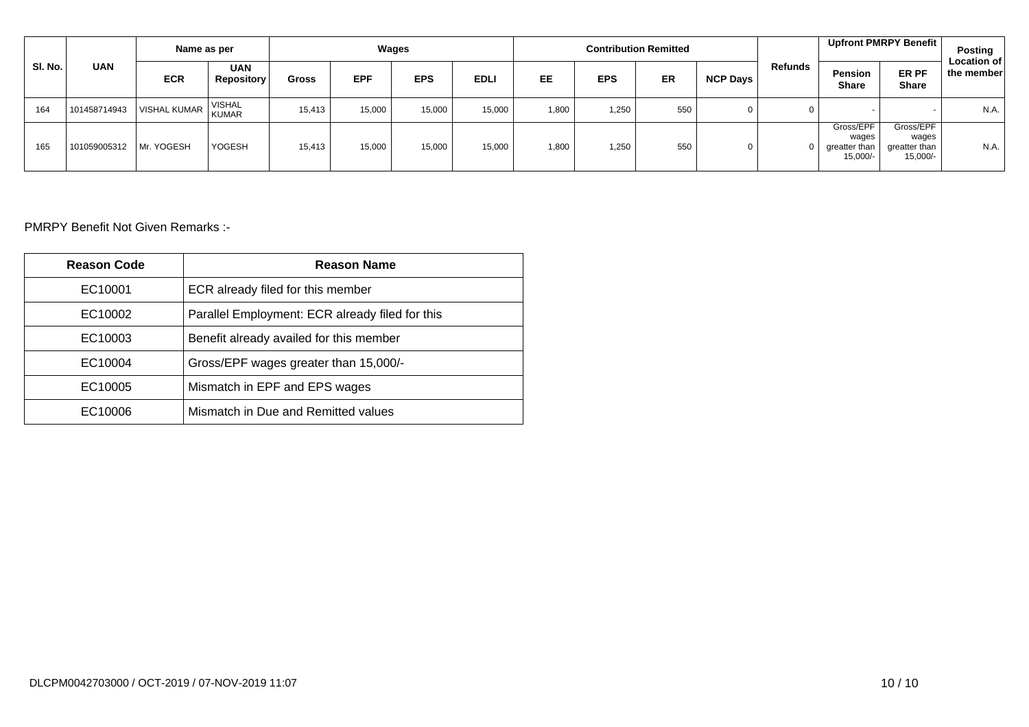| Sl. No. | UAN | Name as per | | Wages | | | | Contribution Remitted | | | | Refunds | Upfront PMRPY Benefit | | Posting Location of the member |
|---|---|---|---|---|---|---|---|---|---|---|---|---|---|---|---|
| | | ECR | UAN Repository | Gross | EPF | EPS | EDLI | EE | EPS | ER | NCP Days | | Pension Share | ER PF Share | |
| 164 | 101458714943 | VISHAL KUMAR | VISHAL KUMAR | 15,413 | 15,000 | 15,000 | 15,000 | 1,800 | 1,250 | 550 | 0 | 0 | - | - | N.A. |
| 165 | 101059005312 | Mr. YOGESH | YOGESH | 15,413 | 15,000 | 15,000 | 15,000 | 1,800 | 1,250 | 550 | 0 | 0 | Gross/EPF wages greatter than 15,000/- | Gross/EPF wages greatter than 15,000/- | N.A. |

PMRPY Benefit Not Given Remarks :-

| Reason Code | Reason Name |
|---|---|
| EC10001 | ECR already filed for this member |
| EC10002 | Parallel Employment: ECR already filed for this |
| EC10003 | Benefit already availed for this member |
| EC10004 | Gross/EPF wages greater than 15,000/- |
| EC10005 | Mismatch in EPF and EPS wages |
| EC10006 | Mismatch in Due and Remitted values |

DLCPM0042703000 / OCT-2019 / 07-NOV-2019 11:07